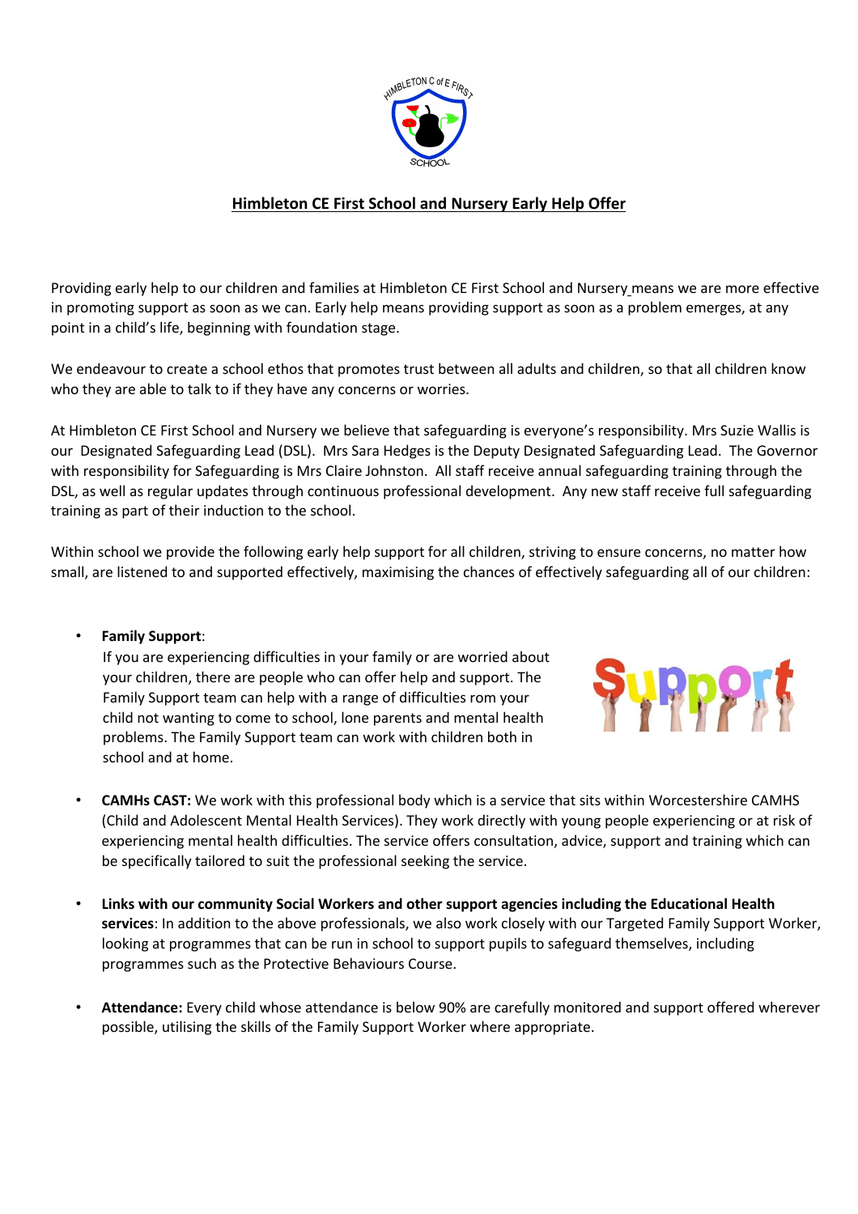## Himbleton CE First School and Nursery Early Help Offer

Providing early help to our children and families at Himbleton CE First School and Nursery means we are more effective in promoting support as soon as we can. Early help means providing support as soon as a problem emerges, at any point in a child's life, beginning with foundation stage.

We endeavour to create a school ethos that promotes trust between all adults and children, so that all children know who they are able to talk to if they have any concerns or worries.

At Himbleton CE First School and Nursery we believe that safeguarding is everyone's responsibility. Mrs Suzie Wallis is our Designated Safeguarding Lead (DSL). Mrs Sara Hedges is the Deputy Designated Safeguarding Lead. The Governor with responsibility for Safeguarding is Mrs Claire Johnston. All staff receive annual safeguarding training through the DSL, as well as regular updates through continuous professional development. Any new staff receive full safeguarding training as part of their induction to the school.

Within school we provide the following early help support for all children, striving to ensure concerns, no matter how small, are listened to and supported effectively, maximising the chances of effectively safeguarding all of our children:

- **Family Support**:
  If you are experiencing difficulties in your family or are worried about your children, there are people who can offer help and support. The Family Support team can help with a range of difficulties rom your child not wanting to come to school, lone parents and mental health problems. The Family Support team can work with children both in school and at home.

- **CAMHs CAST:** We work with this professional body which is a service that sits within Worcestershire CAMHS (Child and Adolescent Mental Health Services). They work directly with young people experiencing or at risk of experiencing mental health difficulties. The service offers consultation, advice, support and training which can be specifically tailored to suit the professional seeking the service.

- **Links with our community Social Workers and other support agencies including the Educational Health services**: In addition to the above professionals, we also work closely with our Targeted Family Support Worker, looking at programmes that can be run in school to support pupils to safeguard themselves, including programmes such as the Protective Behaviours Course.

- **Attendance:** Every child whose attendance is below 90% are carefully monitored and support offered wherever possible, utilising the skills of the Family Support Worker where appropriate.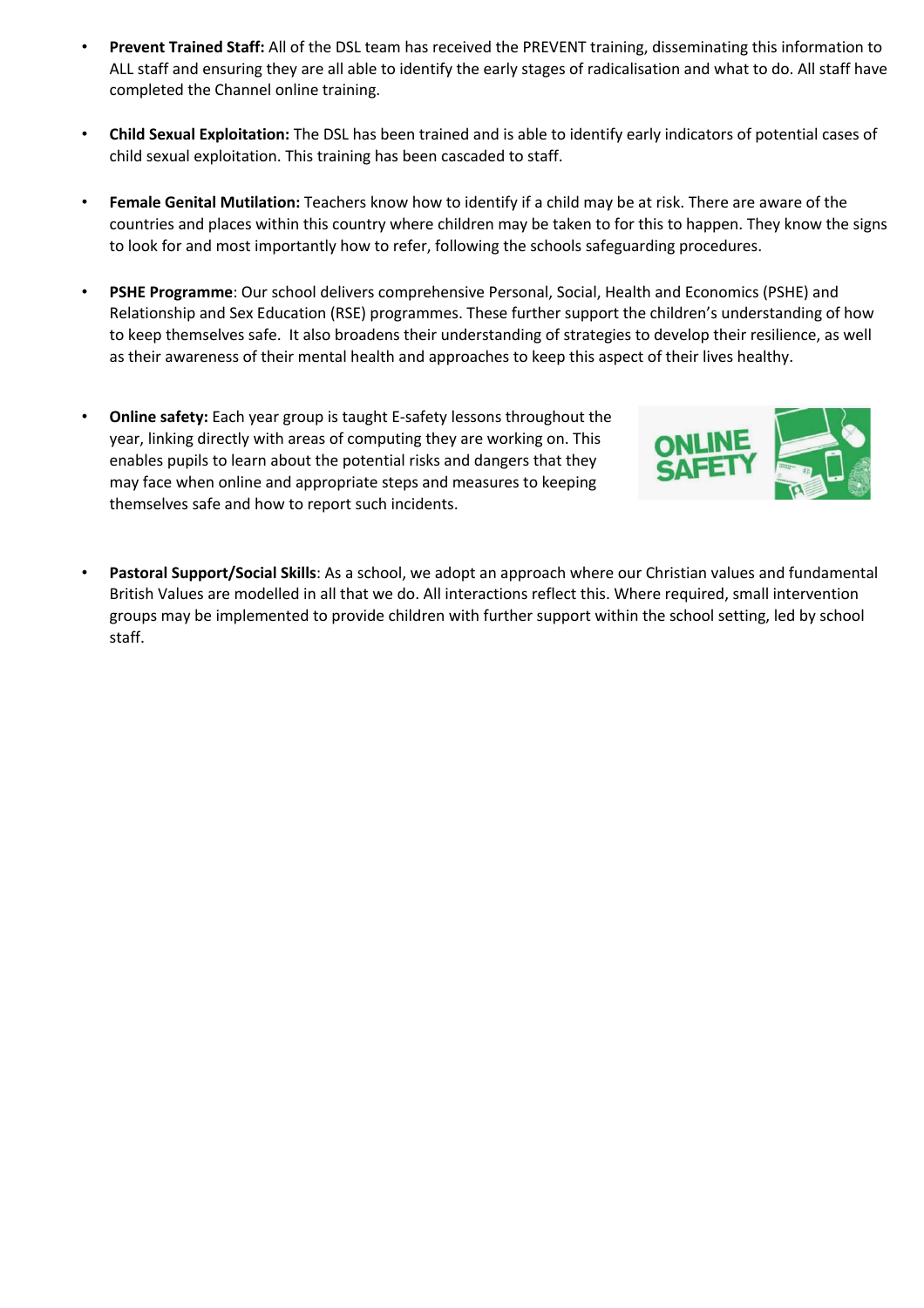- **Prevent Trained Staff:** All of the DSL team has received the PREVENT training, disseminating this information to ALL staff and ensuring they are all able to identify the early stages of radicalisation and what to do. All staff have completed the Channel online training.

- **Child Sexual Exploitation:** The DSL has been trained and is able to identify early indicators of potential cases of child sexual exploitation. This training has been cascaded to staff.

- **Female Genital Mutilation:** Teachers know how to identify if a child may be at risk. There are aware of the countries and places within this country where children may be taken to for this to happen. They know the signs to look for and most importantly how to refer, following the schools safeguarding procedures.

- **PSHE Programme**: Our school delivers comprehensive Personal, Social, Health and Economics (PSHE) and Relationship and Sex Education (RSE) programmes. These further support the children's understanding of how to keep themselves safe. It also broadens their understanding of strategies to develop their resilience, as well as their awareness of their mental health and approaches to keep this aspect of their lives healthy.

- **Online safety:** Each year group is taught E-safety lessons throughout the year, linking directly with areas of computing they are working on. This enables pupils to learn about the potential risks and dangers that they may face when online and appropriate steps and measures to keeping themselves safe and how to report such incidents.

- **Pastoral Support/Social Skills**: As a school, we adopt an approach where our Christian values and fundamental British Values are modelled in all that we do. All interactions reflect this. Where required, small intervention groups may be implemented to provide children with further support within the school setting, led by school staff.